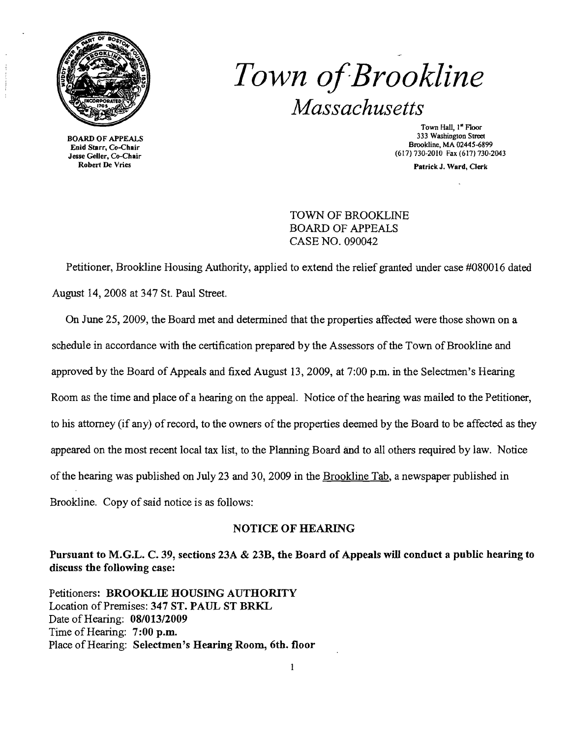# *Town of Brookline*

## *Massachusetts*

BOARD OF APPEALS
Enid Starr, Co-Chair
Jesse Geller, Co-Chair
Robert De Vries

Town Hall, 1st Floor
333 Washington Street
Brookline, MA 02445-6899
(617) 730-2010 Fax (617) 730-2043

Patrick J. Ward, Clerk

TOWN OF BROOKLINE
BOARD OF APPEALS
CASE NO. 090042

Petitioner, Brookline Housing Authority, applied to extend the relief granted under case #080016 dated August 14, 2008 at 347 St. Paul Street.

On June 25, 2009, the Board met and determined that the properties affected were those shown on a schedule in accordance with the certification prepared by the Assessors of the Town of Brookline and approved by the Board of Appeals and fixed August 13, 2009, at 7:00 p.m. in the Selectmen's Hearing Room as the time and place of a hearing on the appeal. Notice of the hearing was mailed to the Petitioner, to his attorney (if any) of record, to the owners of the properties deemed by the Board to be affected as they appeared on the most recent local tax list, to the Planning Board and to all others required by law. Notice of the hearing was published on July 23 and 30, 2009 in the Brookline Tab, a newspaper published in Brookline. Copy of said notice is as follows:

### NOTICE OF HEARING

**Pursuant to M.G.L. C. 39, sections 23A & 23B, the Board of Appeals will conduct a public hearing to discuss the following case:**

Petitioners: **BROOKLIE HOUSING AUTHORITY**
Location of Premises: **347 ST. PAUL ST BRKL**
Date of Hearing: **08/013/2009**
Time of Hearing: **7:00 p.m.**
Place of Hearing: **Selectmen's Hearing Room, 6th. floor**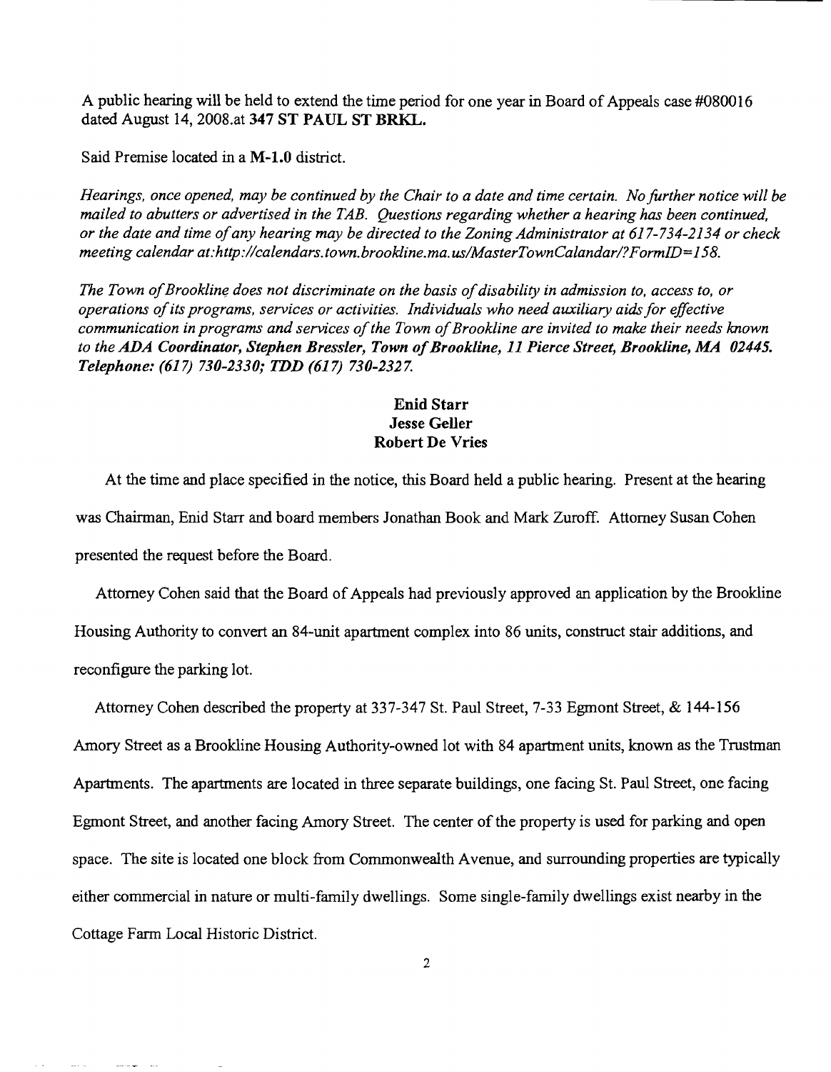A public hearing will be held to extend the time period for one year in Board of Appeals case #080016 dated August 14, 2008.at **347 ST PAUL ST BRKL.**

Said Premise located in a **M-1.0** district.

*Hearings, once opened, may be continued by the Chair to a date and time certain. No further notice will be mailed to abutters or advertised in the TAB. Questions regarding whether a hearing has been continued, or the date and time of any hearing may be directed to the Zoning Administrator at 617-734-2134 or check meeting calendar at:http://calendars.town.brookline.ma.us/MasterTownCalandar/?FormID=158.*

*The Town of Brookline does not discriminate on the basis of disability in admission to, access to, or operations of its programs, services or activities. Individuals who need auxiliary aids for effective communication in programs and services of the Town of Brookline are invited to make their needs known to the* ***ADA Coordinator, Stephen Bressler, Town of Brookline, 11 Pierce Street, Brookline, MA 02445. Telephone: (617) 730-2330; TDD (617) 730-2327.***

**Enid Starr**
**Jesse Geller**
**Robert De Vries**

At the time and place specified in the notice, this Board held a public hearing. Present at the hearing was Chairman, Enid Starr and board members Jonathan Book and Mark Zuroff. Attorney Susan Cohen presented the request before the Board.

Attorney Cohen said that the Board of Appeals had previously approved an application by the Brookline Housing Authority to convert an 84-unit apartment complex into 86 units, construct stair additions, and reconfigure the parking lot.

Attorney Cohen described the property at 337-347 St. Paul Street, 7-33 Egmont Street, & 144-156 Amory Street as a Brookline Housing Authority-owned lot with 84 apartment units, known as the Trustman Apartments. The apartments are located in three separate buildings, one facing St. Paul Street, one facing Egmont Street, and another facing Amory Street. The center of the property is used for parking and open space. The site is located one block from Commonwealth Avenue, and surrounding properties are typically either commercial in nature or multi-family dwellings. Some single-family dwellings exist nearby in the Cottage Farm Local Historic District.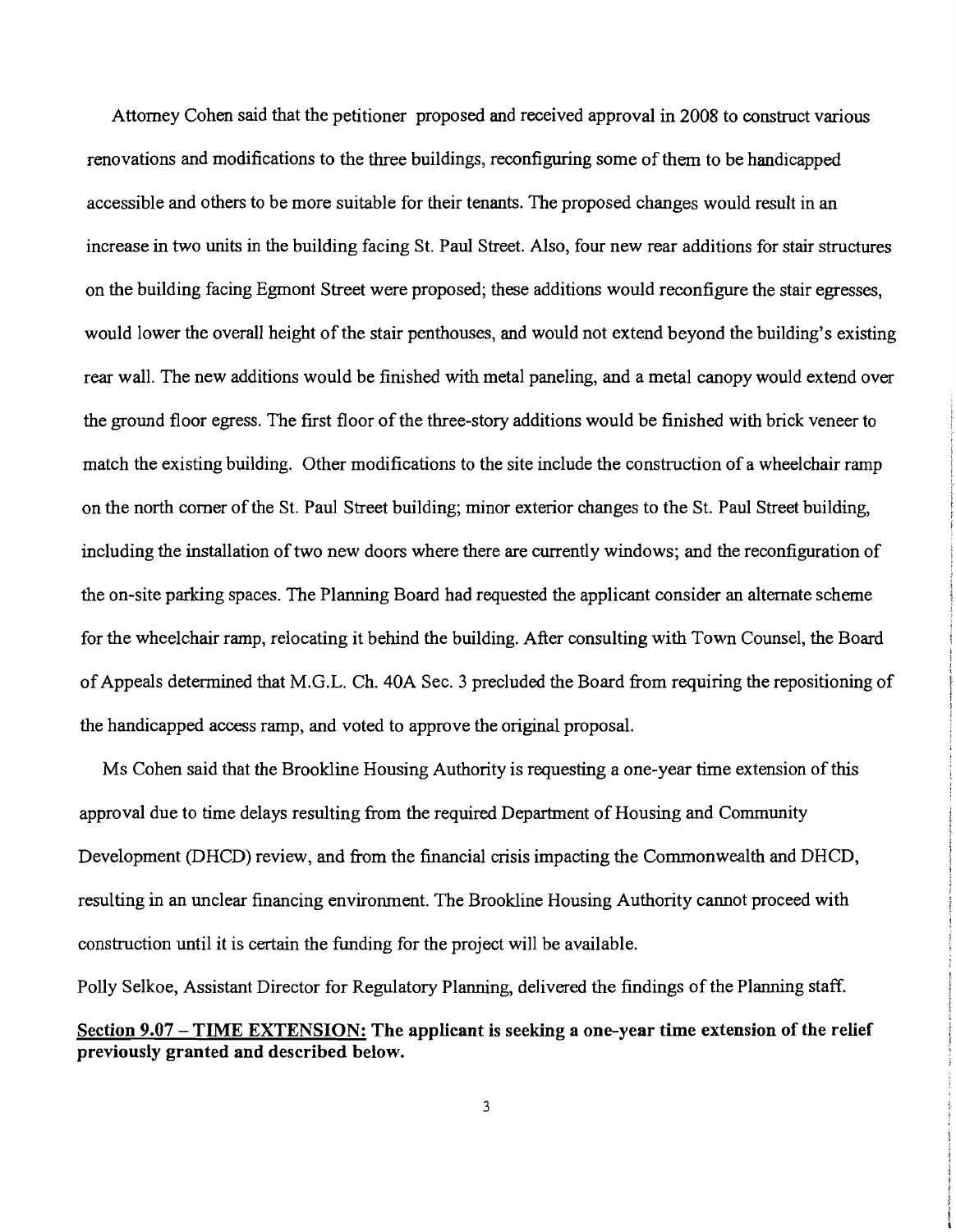Attorney Cohen said that the petitioner proposed and received approval in 2008 to construct various renovations and modifications to the three buildings, reconfiguring some of them to be handicapped accessible and others to be more suitable for their tenants. The proposed changes would result in an increase in two units in the building facing St. Paul Street. Also, four new rear additions for stair structures on the building facing Egmont Street were proposed; these additions would reconfigure the stair egresses, would lower the overall height of the stair penthouses, and would not extend beyond the building's existing rear wall. The new additions would be finished with metal paneling, and a metal canopy would extend over the ground floor egress. The first floor of the three-story additions would be finished with brick veneer to match the existing building. Other modifications to the site include the construction of a wheelchair ramp on the north corner of the St. Paul Street building; minor exterior changes to the St. Paul Street building, including the installation of two new doors where there are currently windows; and the reconfiguration of the on-site parking spaces. The Planning Board had requested the applicant consider an alternate scheme for the wheelchair ramp, relocating it behind the building. After consulting with Town Counsel, the Board of Appeals determined that M.G.L. Ch. 40A Sec. 3 precluded the Board from requiring the repositioning of the handicapped access ramp, and voted to approve the original proposal.

Ms Cohen said that the Brookline Housing Authority is requesting a one-year time extension of this approval due to time delays resulting from the required Department of Housing and Community Development (DHCD) review, and from the financial crisis impacting the Commonwealth and DHCD, resulting in an unclear financing environment. The Brookline Housing Authority cannot proceed with construction until it is certain the funding for the project will be available.

Polly Selkoe, Assistant Director for Regulatory Planning, delivered the findings of the Planning staff.

**<u>Section 9.07 – TIME EXTENSION:</u> The applicant is seeking a one-year time extension of the relief previously granted and described below.**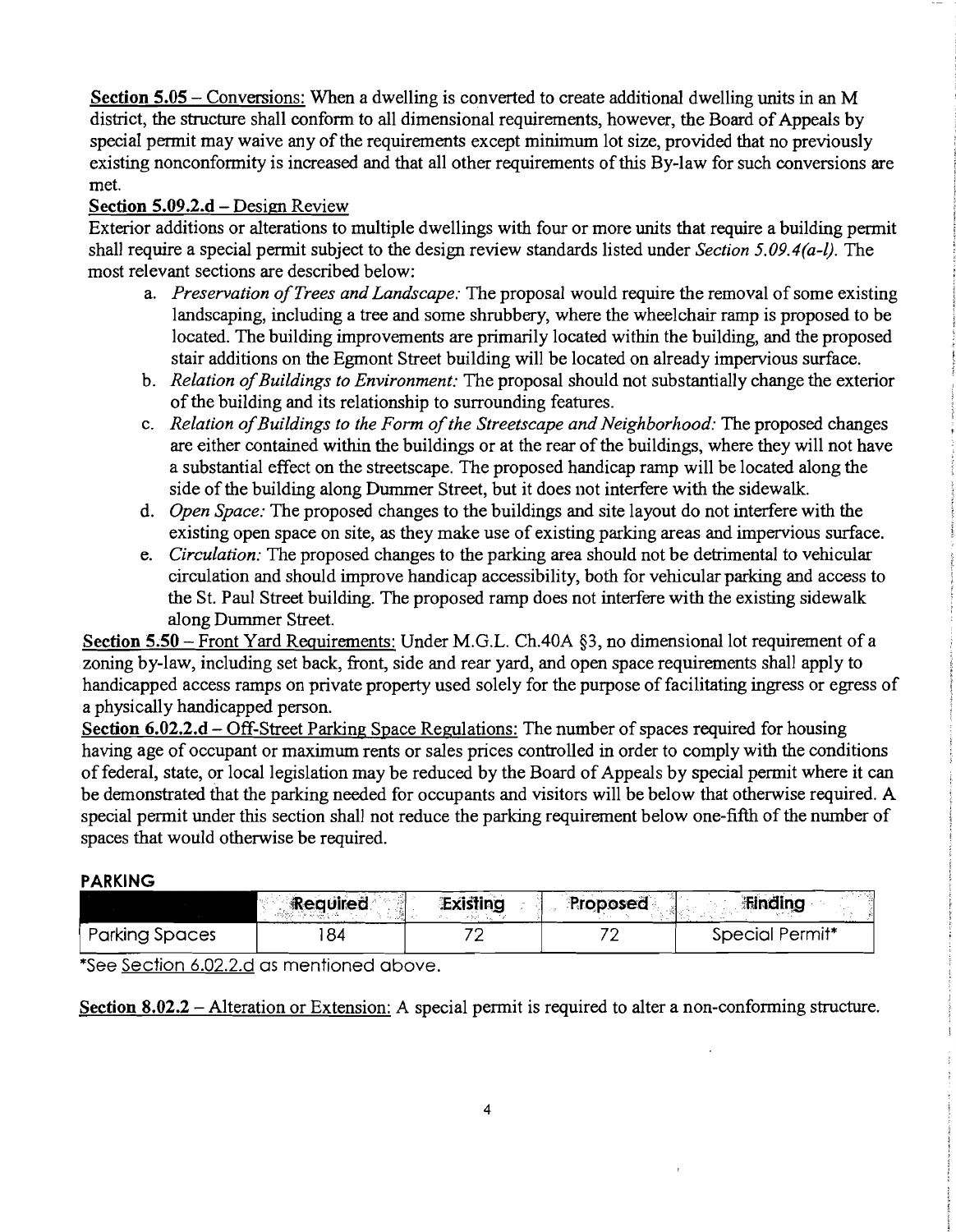**Section 5.05** – Conversions: When a dwelling is converted to create additional dwelling units in an M district, the structure shall conform to all dimensional requirements, however, the Board of Appeals by special permit may waive any of the requirements except minimum lot size, provided that no previously existing nonconformity is increased and that all other requirements of this By-law for such conversions are met.

**Section 5.09.2.d** – Design Review

Exterior additions or alterations to multiple dwellings with four or more units that require a building permit shall require a special permit subject to the design review standards listed under *Section 5.09.4(a-l)*. The most relevant sections are described below:

a. *Preservation of Trees and Landscape:* The proposal would require the removal of some existing landscaping, including a tree and some shrubbery, where the wheelchair ramp is proposed to be located. The building improvements are primarily located within the building, and the proposed stair additions on the Egmont Street building will be located on already impervious surface.
b. *Relation of Buildings to Environment:* The proposal should not substantially change the exterior of the building and its relationship to surrounding features.
c. *Relation of Buildings to the Form of the Streetscape and Neighborhood:* The proposed changes are either contained within the buildings or at the rear of the buildings, where they will not have a substantial effect on the streetscape. The proposed handicap ramp will be located along the side of the building along Dummer Street, but it does not interfere with the sidewalk.
d. *Open Space:* The proposed changes to the buildings and site layout do not interfere with the existing open space on site, as they make use of existing parking areas and impervious surface.
e. *Circulation:* The proposed changes to the parking area should not be detrimental to vehicular circulation and should improve handicap accessibility, both for vehicular parking and access to the St. Paul Street building. The proposed ramp does not interfere with the existing sidewalk along Dummer Street.

**Section 5.50** – Front Yard Requirements: Under M.G.L. Ch.40A §3, no dimensional lot requirement of a zoning by-law, including set back, front, side and rear yard, and open space requirements shall apply to handicapped access ramps on private property used solely for the purpose of facilitating ingress or egress of a physically handicapped person.

**Section 6.02.2.d** – Off-Street Parking Space Regulations: The number of spaces required for housing having age of occupant or maximum rents or sales prices controlled in order to comply with the conditions of federal, state, or local legislation may be reduced by the Board of Appeals by special permit where it can be demonstrated that the parking needed for occupants and visitors will be below that otherwise required. A special permit under this section shall not reduce the parking requirement below one-fifth of the number of spaces that would otherwise be required.

**PARKING**

| | Required | Existing | Proposed | Finding |
|---|---|---|---|---|
| Parking Spaces | 184 | 72 | 72 | Special Permit* |

*See Section 6.02.2.d as mentioned above.

**Section 8.02.2** – Alteration or Extension: A special permit is required to alter a non-conforming structure.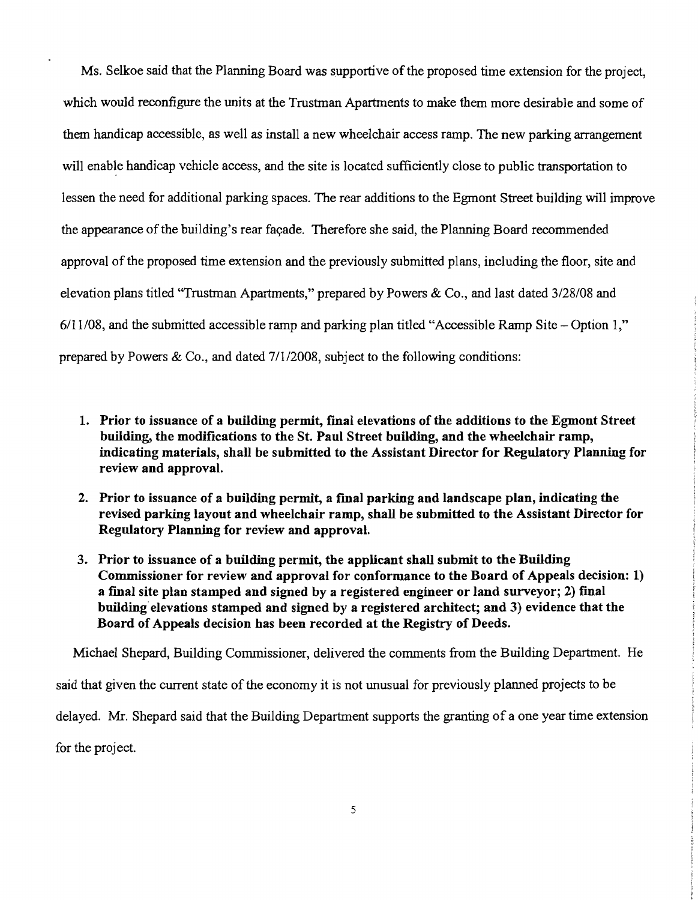Ms. Selkoe said that the Planning Board was supportive of the proposed time extension for the project, which would reconfigure the units at the Trustman Apartments to make them more desirable and some of them handicap accessible, as well as install a new wheelchair access ramp. The new parking arrangement will enable handicap vehicle access, and the site is located sufficiently close to public transportation to lessen the need for additional parking spaces. The rear additions to the Egmont Street building will improve the appearance of the building's rear façade. Therefore she said, the Planning Board recommended approval of the proposed time extension and the previously submitted plans, including the floor, site and elevation plans titled "Trustman Apartments," prepared by Powers & Co., and last dated 3/28/08 and 6/11/08, and the submitted accessible ramp and parking plan titled "Accessible Ramp Site – Option 1," prepared by Powers & Co., and dated 7/1/2008, subject to the following conditions:

1. **Prior to issuance of a building permit, final elevations of the additions to the Egmont Street building, the modifications to the St. Paul Street building, and the wheelchair ramp, indicating materials, shall be submitted to the Assistant Director for Regulatory Planning for review and approval.**
2. **Prior to issuance of a building permit, a final parking and landscape plan, indicating the revised parking layout and wheelchair ramp, shall be submitted to the Assistant Director for Regulatory Planning for review and approval.**
3. **Prior to issuance of a building permit, the applicant shall submit to the Building Commissioner for review and approval for conformance to the Board of Appeals decision: 1) a final site plan stamped and signed by a registered engineer or land surveyor; 2) final building elevations stamped and signed by a registered architect; and 3) evidence that the Board of Appeals decision has been recorded at the Registry of Deeds.**

Michael Shepard, Building Commissioner, delivered the comments from the Building Department. He said that given the current state of the economy it is not unusual for previously planned projects to be delayed. Mr. Shepard said that the Building Department supports the granting of a one year time extension for the project.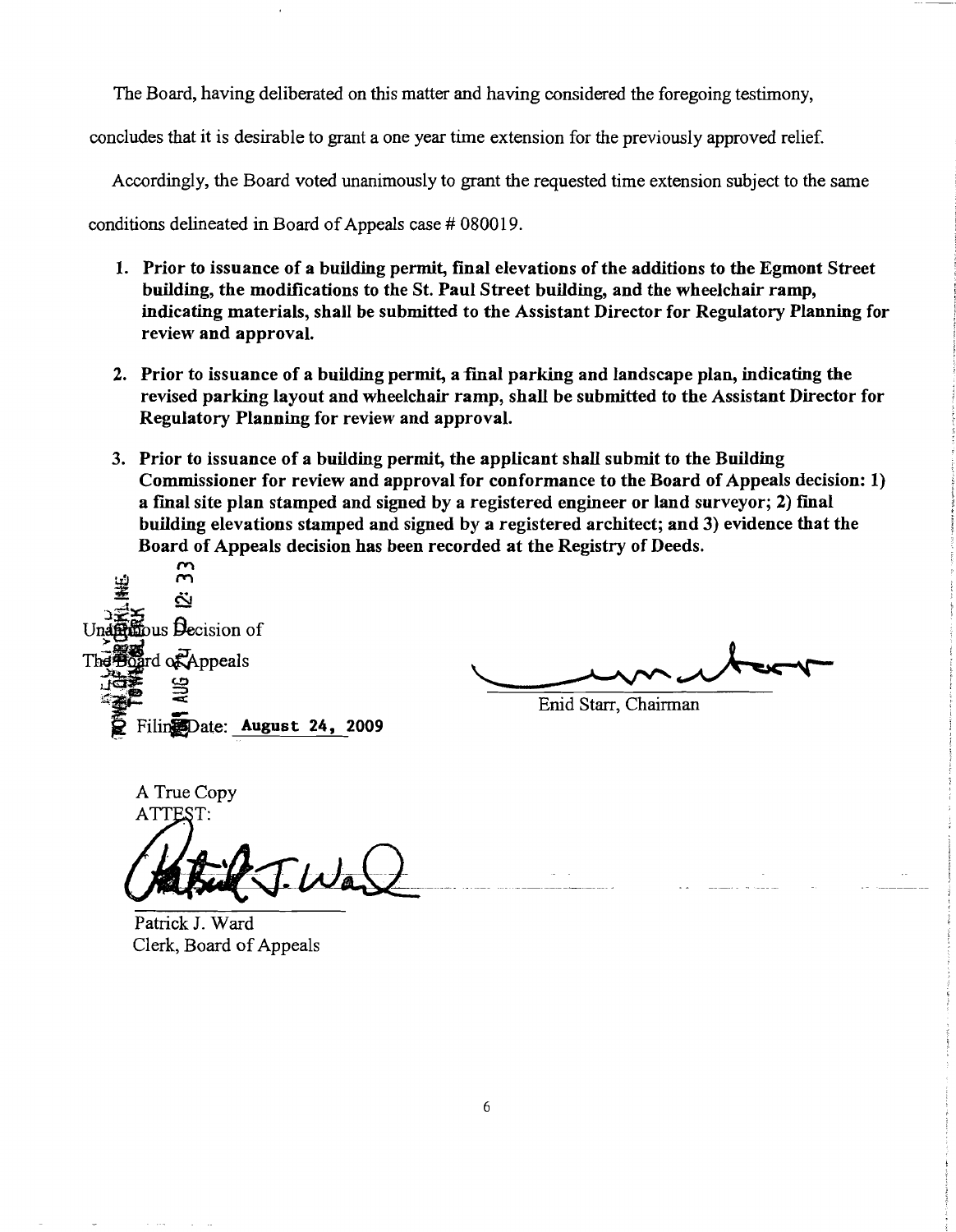The Board, having deliberated on this matter and having considered the foregoing testimony, concludes that it is desirable to grant a one year time extension for the previously approved relief.

Accordingly, the Board voted unanimously to grant the requested time extension subject to the same conditions delineated in Board of Appeals case # 080019.

1. **Prior to issuance of a building permit, final elevations of the additions to the Egmont Street building, the modifications to the St. Paul Street building, and the wheelchair ramp, indicating materials, shall be submitted to the Assistant Director for Regulatory Planning for review and approval.**

2. **Prior to issuance of a building permit, a final parking and landscape plan, indicating the revised parking layout and wheelchair ramp, shall be submitted to the Assistant Director for Regulatory Planning for review and approval.**

3. **Prior to issuance of a building permit, the applicant shall submit to the Building Commissioner for review and approval for conformance to the Board of Appeals decision: 1) a final site plan stamped and signed by a registered engineer or land surveyor; 2) final building elevations stamped and signed by a registered architect; and 3) evidence that the Board of Appeals decision has been recorded at the Registry of Deeds.**

Unanimous Decision of
The Board of Appeals

Filing Date: **August 24, 2009**

Enid Starr, Chairman

A True Copy
ATTEST:

Patrick J. Ward
Clerk, Board of Appeals